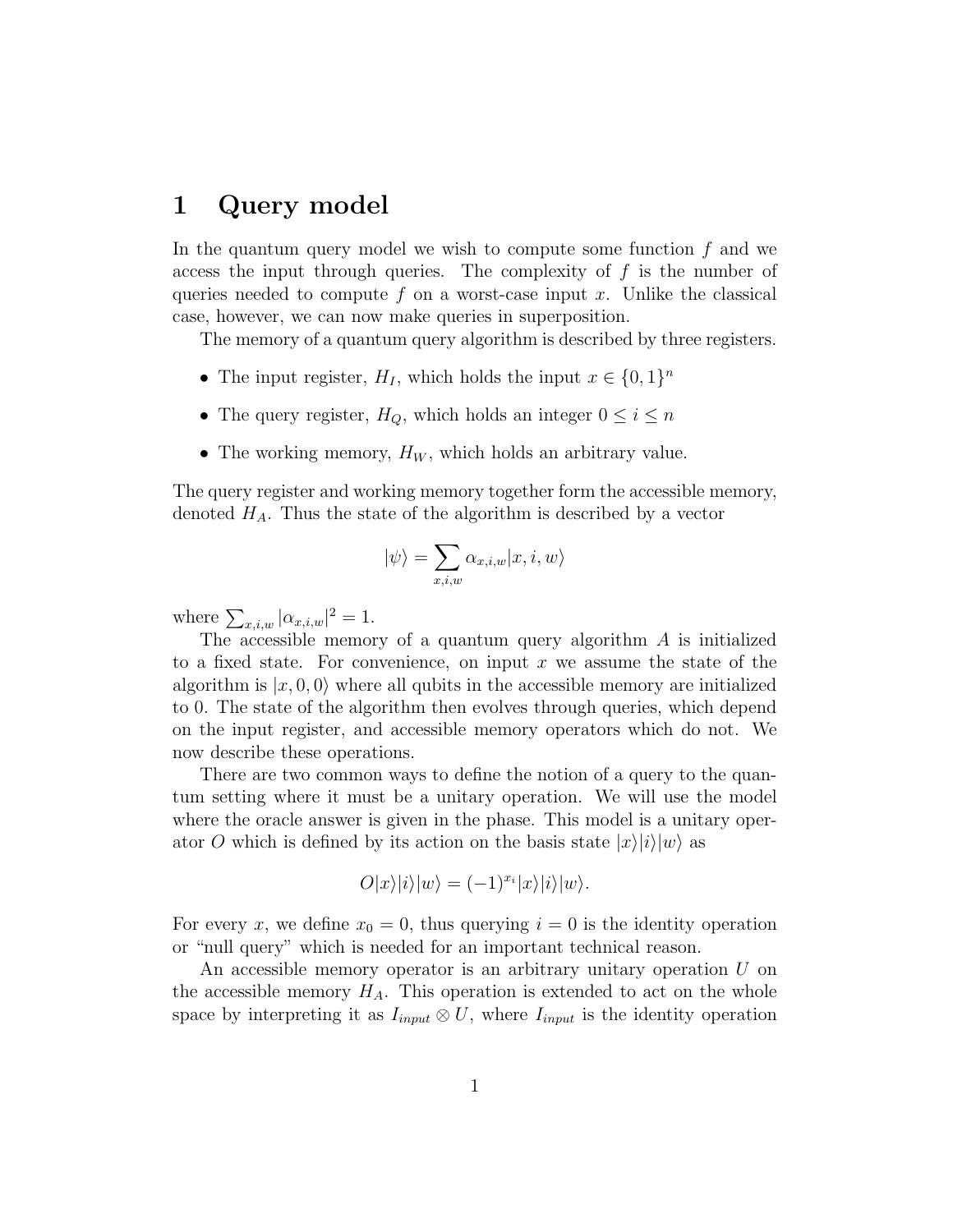# 1 Query model

In the quantum query model we wish to compute some function $f$ and we access the input through queries. The complexity of $f$ is the number of queries needed to compute $f$ on a worst-case input $x$. Unlike the classical case, however, we can now make queries in superposition.

The memory of a quantum query algorithm is described by three registers.

- The input register, $H_I$, which holds the input $x \in \{0,1\}^n$
- The query register, $H_Q$, which holds an integer $0 \leq i \leq n$
- The working memory, $H_W$, which holds an arbitrary value.

The query register and working memory together form the accessible memory, denoted $H_A$. Thus the state of the algorithm is described by a vector

$$|\psi\rangle = \sum_{x,i,w} \alpha_{x,i,w} |x, i, w\rangle$$

where $\sum_{x,i,w} |\alpha_{x,i,w}|^2 = 1$.

The accessible memory of a quantum query algorithm $A$ is initialized to a fixed state. For convenience, on input $x$ we assume the state of the algorithm is $|x, 0, 0\rangle$ where all qubits in the accessible memory are initialized to 0. The state of the algorithm then evolves through queries, which depend on the input register, and accessible memory operators which do not. We now describe these operations.

There are two common ways to define the notion of a query to the quantum setting where it must be a unitary operation. We will use the model where the oracle answer is given in the phase. This model is a unitary operator $O$ which is defined by its action on the basis state $|x\rangle|i\rangle|w\rangle$ as

$$O|x\rangle|i\rangle|w\rangle = (-1)^{x_i}|x\rangle|i\rangle|w\rangle.$$

For every $x$, we define $x_0 = 0$, thus querying $i = 0$ is the identity operation or "null query" which is needed for an important technical reason.

An accessible memory operator is an arbitrary unitary operation $U$ on the accessible memory $H_A$. This operation is extended to act on the whole space by interpreting it as $I_{input} \otimes U$, where $I_{input}$ is the identity operation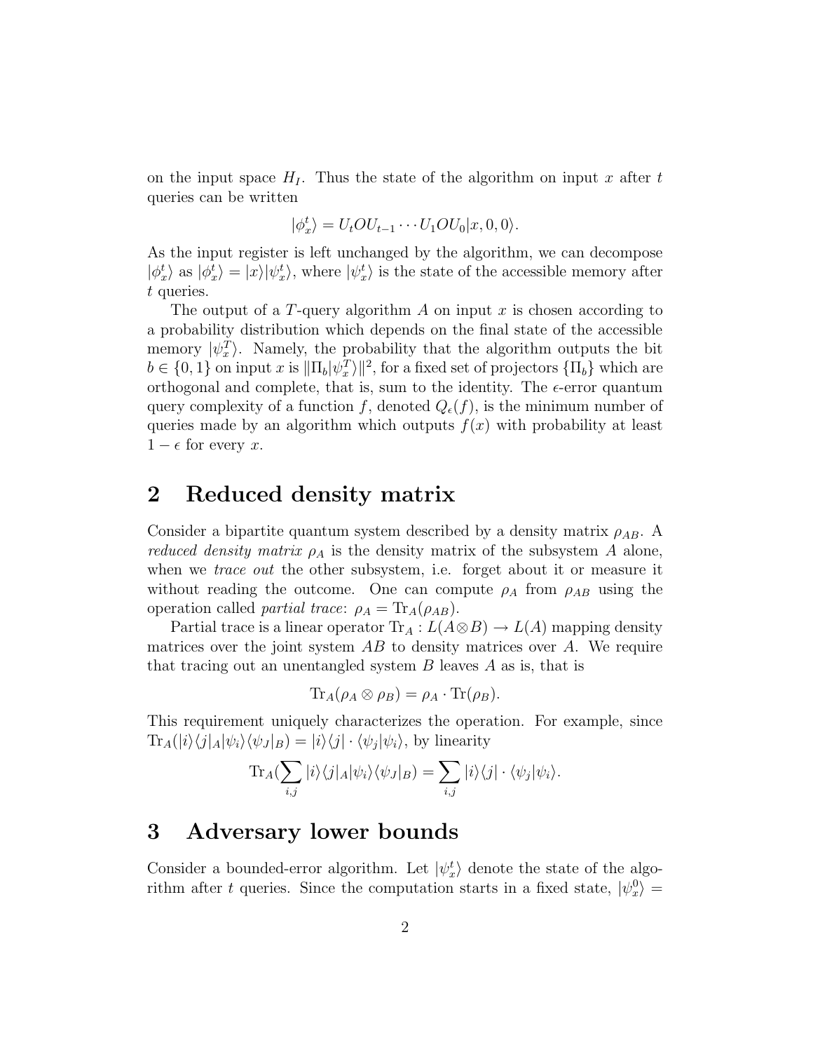on the input space $H_I$. Thus the state of the algorithm on input $x$ after $t$ queries can be written

$$|\phi_x^t\rangle = U_t O U_{t-1} \cdots U_1 O U_0 |x, 0, 0\rangle.$$

As the input register is left unchanged by the algorithm, we can decompose $|\phi_x^t\rangle$ as $|\phi_x^t\rangle = |x\rangle|\psi_x^t\rangle$, where $|\psi_x^t\rangle$ is the state of the accessible memory after $t$ queries.

The output of a $T$-query algorithm $A$ on input $x$ is chosen according to a probability distribution which depends on the final state of the accessible memory $|\psi_x^T\rangle$. Namely, the probability that the algorithm outputs the bit $b \in \{0, 1\}$ on input $x$ is $\|\Pi_b|\psi_x^T\rangle\|^2$, for a fixed set of projectors $\{\Pi_b\}$ which are orthogonal and complete, that is, sum to the identity. The $\epsilon$-error quantum query complexity of a function $f$, denoted $Q_\epsilon(f)$, is the minimum number of queries made by an algorithm which outputs $f(x)$ with probability at least $1 - \epsilon$ for every $x$.

## 2 Reduced density matrix

Consider a bipartite quantum system described by a density matrix $\rho_{AB}$. A *reduced density matrix* $\rho_A$ is the density matrix of the subsystem $A$ alone, when we *trace out* the other subsystem, i.e. forget about it or measure it without reading the outcome. One can compute $\rho_A$ from $\rho_{AB}$ using the operation called *partial trace*: $\rho_A = \mathrm{Tr}_A(\rho_{AB})$.

Partial trace is a linear operator $\mathrm{Tr}_A : L(A \otimes B) \to L(A)$ mapping density matrices over the joint system $AB$ to density matrices over $A$. We require that tracing out an unentangled system $B$ leaves $A$ as is, that is

$$\mathrm{Tr}_A(\rho_A \otimes \rho_B) = \rho_A \cdot \mathrm{Tr}(\rho_B).$$

This requirement uniquely characterizes the operation. For example, since $\mathrm{Tr}_A(|i\rangle\langle j|_A |\psi_i\rangle\langle\psi_J|_B) = |i\rangle\langle j| \cdot \langle\psi_j|\psi_i\rangle$, by linearity

$$\mathrm{Tr}_A(\sum_{i,j} |i\rangle\langle j|_A |\psi_i\rangle\langle\psi_J|_B) = \sum_{i,j} |i\rangle\langle j| \cdot \langle\psi_j|\psi_i\rangle.$$

## 3 Adversary lower bounds

Consider a bounded-error algorithm. Let $|\psi_x^t\rangle$ denote the state of the algorithm after $t$ queries. Since the computation starts in a fixed state, $|\psi_x^0\rangle =$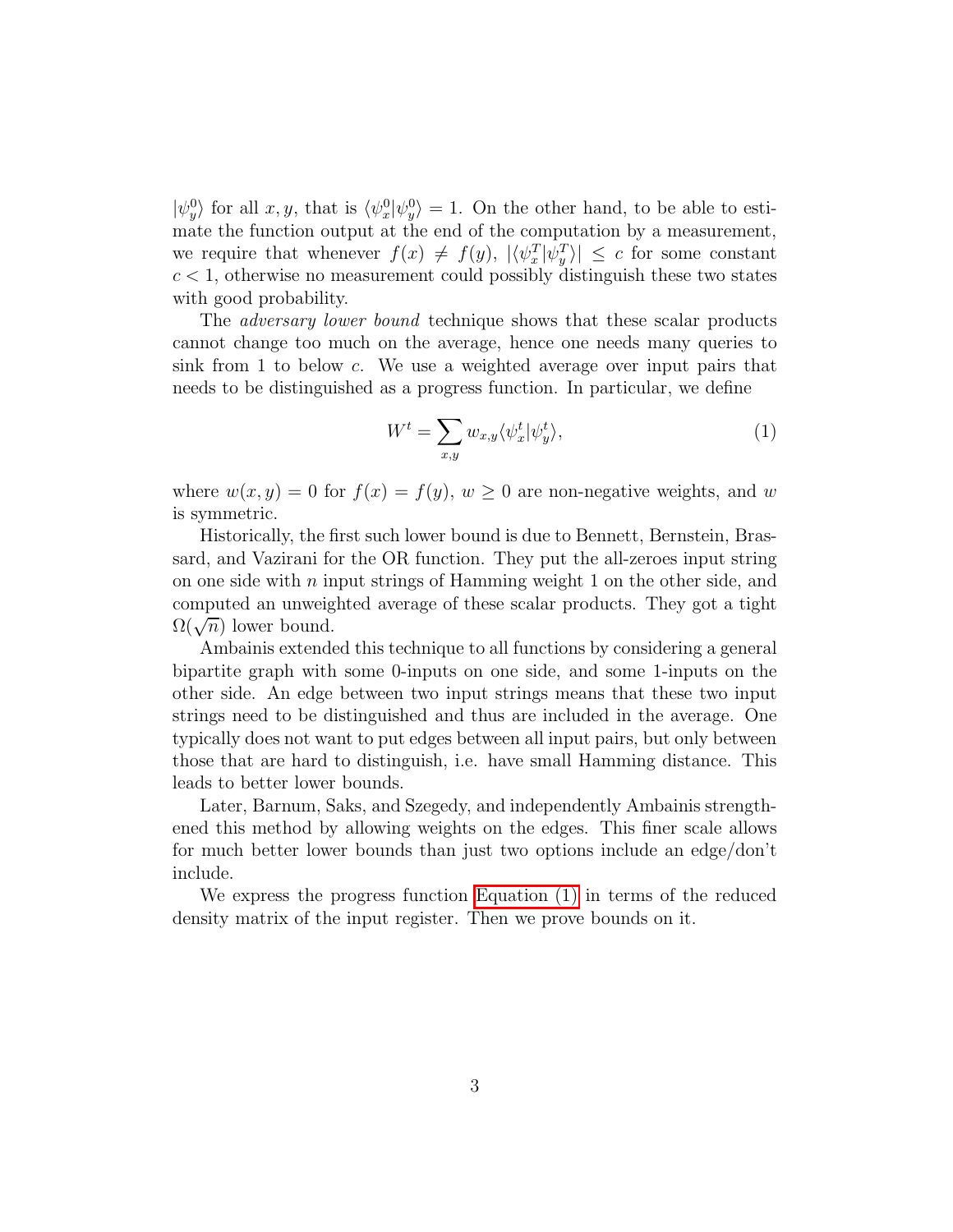$|\psi_y^0\rangle$ for all $x, y$, that is $\langle\psi_x^0|\psi_y^0\rangle = 1$. On the other hand, to be able to estimate the function output at the end of the computation by a measurement, we require that whenever $f(x) \neq f(y)$, $|\langle\psi_x^T|\psi_y^T\rangle| \leq c$ for some constant $c < 1$, otherwise no measurement could possibly distinguish these two states with good probability.

The *adversary lower bound* technique shows that these scalar products cannot change too much on the average, hence one needs many queries to sink from 1 to below $c$. We use a weighted average over input pairs that needs to be distinguished as a progress function. In particular, we define

$$W^t = \sum_{x,y} w_{x,y} \langle\psi_x^t|\psi_y^t\rangle, \tag{1}$$

where $w(x,y) = 0$ for $f(x) = f(y)$, $w \geq 0$ are non-negative weights, and $w$ is symmetric.

Historically, the first such lower bound is due to Bennett, Bernstein, Brassard, and Vazirani for the OR function. They put the all-zeroes input string on one side with $n$ input strings of Hamming weight 1 on the other side, and computed an unweighted average of these scalar products. They got a tight $\Omega(\sqrt{n})$ lower bound.

Ambainis extended this technique to all functions by considering a general bipartite graph with some 0-inputs on one side, and some 1-inputs on the other side. An edge between two input strings means that these two input strings need to be distinguished and thus are included in the average. One typically does not want to put edges between all input pairs, but only between those that are hard to distinguish, i.e. have small Hamming distance. This leads to better lower bounds.

Later, Barnum, Saks, and Szegedy, and independently Ambainis strengthened this method by allowing weights on the edges. This finer scale allows for much better lower bounds than just two options include an edge/don't include.

We express the progress function Equation (1) in terms of the reduced density matrix of the input register. Then we prove bounds on it.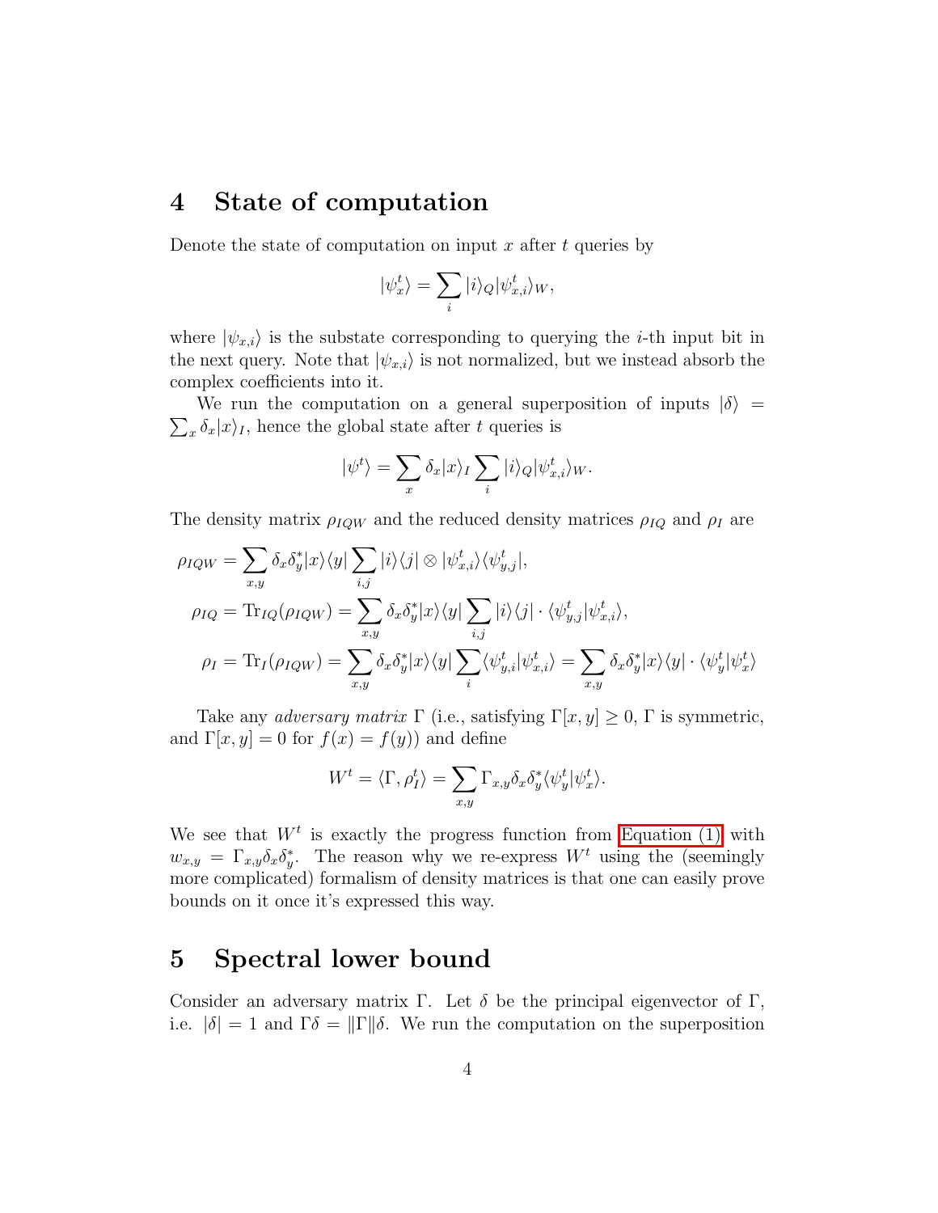## 4 State of computation

Denote the state of computation on input $x$ after $t$ queries by

$$|\psi_x^t\rangle = \sum_i |i\rangle_Q |\psi_{x,i}^t\rangle_W,$$

where $|\psi_{x,i}\rangle$ is the substate corresponding to querying the $i$-th input bit in the next query. Note that $|\psi_{x,i}\rangle$ is not normalized, but we instead absorb the complex coefficients into it.

We run the computation on a general superposition of inputs $|\delta\rangle = \sum_x \delta_x |x\rangle_I$, hence the global state after $t$ queries is

$$|\psi^t\rangle = \sum_x \delta_x |x\rangle_I \sum_i |i\rangle_Q |\psi_{x,i}^t\rangle_W.$$

The density matrix $\rho_{IQW}$ and the reduced density matrices $\rho_{IQ}$ and $\rho_I$ are

$$\begin{aligned}
\rho_{IQW} &= \sum_{x,y} \delta_x \delta_y^* |x\rangle\langle y| \sum_{i,j} |i\rangle\langle j| \otimes |\psi_{x,i}^t\rangle\langle\psi_{y,j}^t|, \\
\rho_{IQ} = \mathrm{Tr}_{IQ}(\rho_{IQW}) &= \sum_{x,y} \delta_x \delta_y^* |x\rangle\langle y| \sum_{i,j} |i\rangle\langle j| \cdot \langle\psi_{y,j}^t|\psi_{x,i}^t\rangle, \\
\rho_I = \mathrm{Tr}_I(\rho_{IQW}) &= \sum_{x,y} \delta_x \delta_y^* |x\rangle\langle y| \sum_i \langle\psi_{y,i}^t|\psi_{x,i}^t\rangle = \sum_{x,y} \delta_x \delta_y^* |x\rangle\langle y| \cdot \langle\psi_y^t|\psi_x^t\rangle
\end{aligned}$$

Take any *adversary matrix* $\Gamma$ (i.e., satisfying $\Gamma[x,y] \geq 0$, $\Gamma$ is symmetric, and $\Gamma[x,y] = 0$ for $f(x) = f(y)$) and define

$$W^t = \langle \Gamma, \rho_I^t \rangle = \sum_{x,y} \Gamma_{x,y} \delta_x \delta_y^* \langle\psi_y^t|\psi_x^t\rangle.$$

We see that $W^t$ is exactly the progress function from Equation (1) with $w_{x,y} = \Gamma_{x,y} \delta_x \delta_y^*$. The reason why we re-express $W^t$ using the (seemingly more complicated) formalism of density matrices is that one can easily prove bounds on it once it's expressed this way.

## 5 Spectral lower bound

Consider an adversary matrix $\Gamma$. Let $\delta$ be the principal eigenvector of $\Gamma$, i.e. $|\delta| = 1$ and $\Gamma\delta = \|\Gamma\|\delta$. We run the computation on the superposition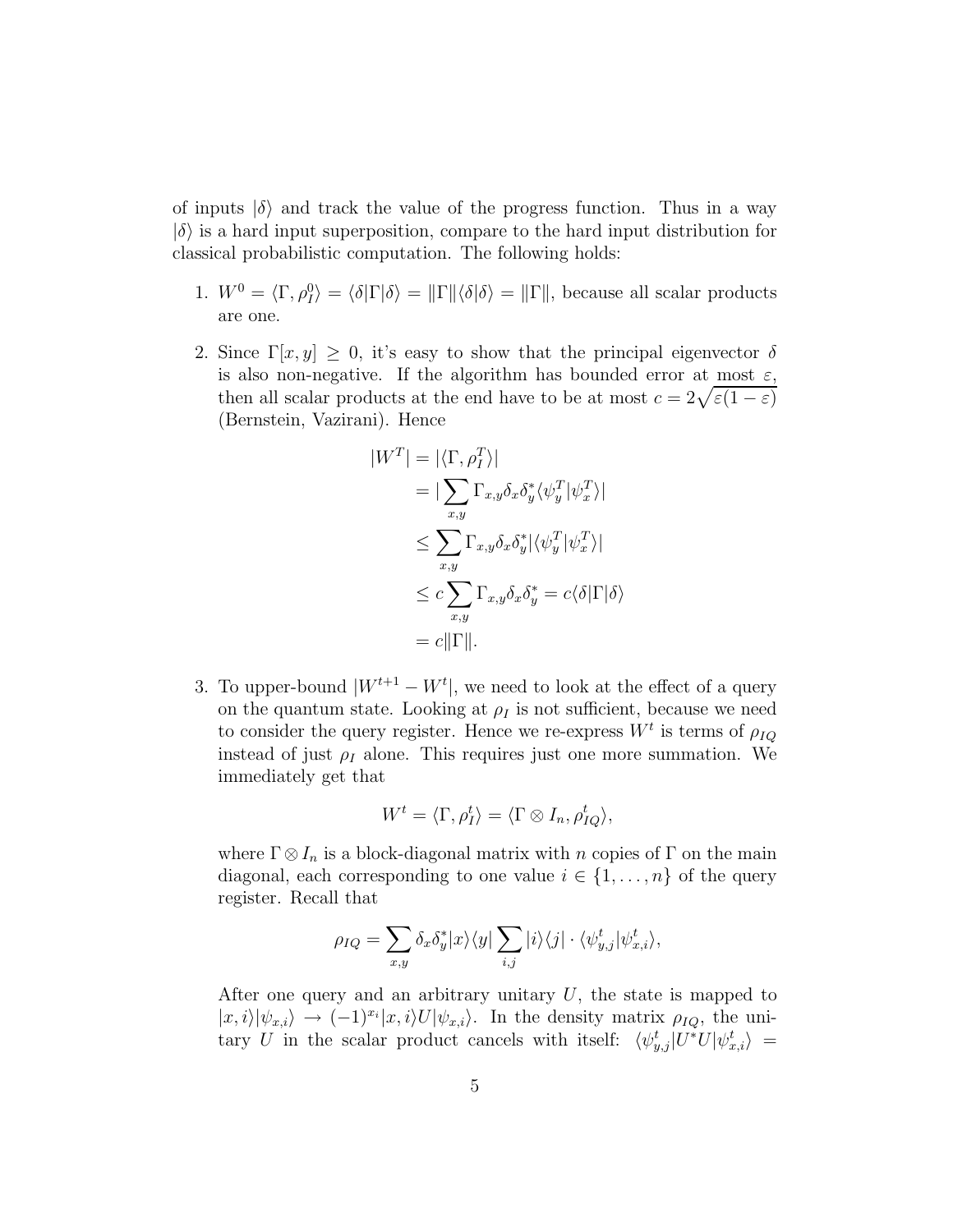of inputs $|\delta\rangle$ and track the value of the progress function. Thus in a way $|\delta\rangle$ is a hard input superposition, compare to the hard input distribution for classical probabilistic computation. The following holds:

1. $W^0 = \langle \Gamma, \rho_I^0 \rangle = \langle \delta | \Gamma | \delta \rangle = \|\Gamma\| \langle \delta | \delta \rangle = \|\Gamma\|$, because all scalar products are one.

2. Since $\Gamma[x, y] \geq 0$, it's easy to show that the principal eigenvector $\delta$ is also non-negative. If the algorithm has bounded error at most $\varepsilon$, then all scalar products at the end have to be at most $c = 2\sqrt{\varepsilon(1-\varepsilon)}$ (Bernstein, Vazirani). Hence

$$
\begin{aligned}
|W^T| &= |\langle \Gamma, \rho_I^T \rangle| \\
&= |\sum_{x,y} \Gamma_{x,y} \delta_x \delta_y^* \langle \psi_y^T | \psi_x^T \rangle| \\
&\leq \sum_{x,y} \Gamma_{x,y} \delta_x \delta_y^* |\langle \psi_y^T | \psi_x^T \rangle| \\
&\leq c \sum_{x,y} \Gamma_{x,y} \delta_x \delta_y^* = c \langle \delta | \Gamma | \delta \rangle \\
&= c \|\Gamma\|.
\end{aligned}
$$

3. To upper-bound $|W^{t+1} - W^t|$, we need to look at the effect of a query on the quantum state. Looking at $\rho_I$ is not sufficient, because we need to consider the query register. Hence we re-express $W^t$ is terms of $\rho_{IQ}$ instead of just $\rho_I$ alone. This requires just one more summation. We immediately get that

$$
W^t = \langle \Gamma, \rho_I^t \rangle = \langle \Gamma \otimes I_n, \rho_{IQ}^t \rangle,
$$

where $\Gamma \otimes I_n$ is a block-diagonal matrix with $n$ copies of $\Gamma$ on the main diagonal, each corresponding to one value $i \in \{1, \ldots, n\}$ of the query register. Recall that

$$
\rho_{IQ} = \sum_{x,y} \delta_x \delta_y^* |x\rangle\langle y| \sum_{i,j} |i\rangle\langle j| \cdot \langle \psi_{y,j}^t | \psi_{x,i}^t \rangle,
$$

After one query and an arbitrary unitary $U$, the state is mapped to $|x, i\rangle|\psi_{x,i}\rangle \to (-1)^{x_i}|x, i\rangle U|\psi_{x,i}\rangle$. In the density matrix $\rho_{IQ}$, the unitary $U$ in the scalar product cancels with itself: $\langle \psi_{y,j}^t | U^* U | \psi_{x,i}^t \rangle =$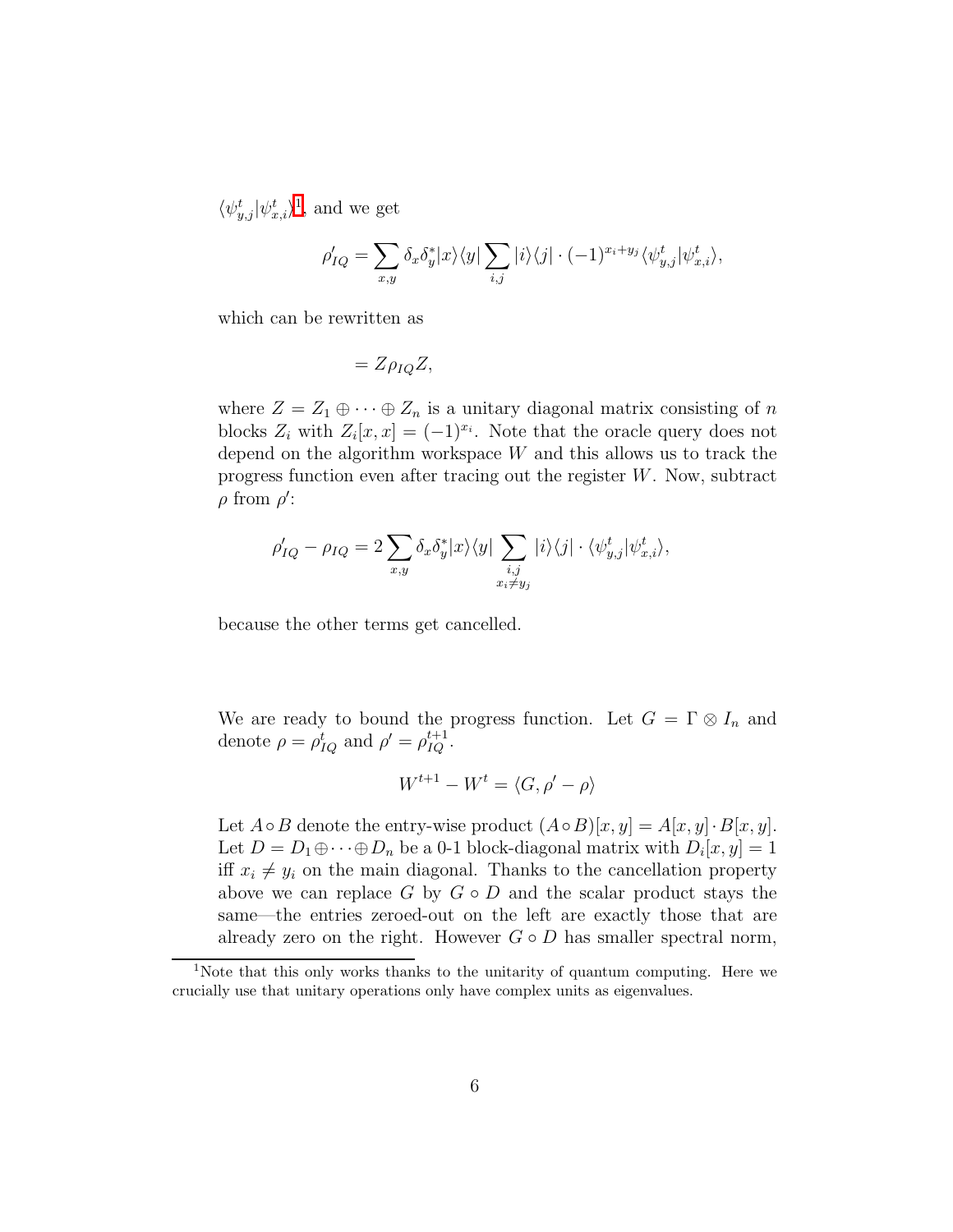$\langle \psi^t_{y,j} | \psi^t_{x,i} \rangle$[1], and we get

$$\rho'_{IQ} = \sum_{x,y} \delta_x \delta_y^* |x\rangle\langle y| \sum_{i,j} |i\rangle\langle j| \cdot (-1)^{x_i + y_j} \langle \psi^t_{y,j} | \psi^t_{x,i} \rangle,$$

which can be rewritten as

$$= Z \rho_{IQ} Z,$$

where $Z = Z_1 \oplus \cdots \oplus Z_n$ is a unitary diagonal matrix consisting of $n$ blocks $Z_i$ with $Z_i[x,x] = (-1)^{x_i}$. Note that the oracle query does not depend on the algorithm workspace $W$ and this allows us to track the progress function even after tracing out the register $W$. Now, subtract $\rho$ from $\rho'$:

$$\rho'_{IQ} - \rho_{IQ} = 2 \sum_{x,y} \delta_x \delta_y^* |x\rangle\langle y| \sum_{\substack{i,j \\ x_i \neq y_j}} |i\rangle\langle j| \cdot \langle \psi^t_{y,j} | \psi^t_{x,i} \rangle,$$

because the other terms get cancelled.

We are ready to bound the progress function. Let $G = \Gamma \otimes I_n$ and denote $\rho = \rho^t_{IQ}$ and $\rho' = \rho^{t+1}_{IQ}$.

$$W^{t+1} - W^t = \langle G, \rho' - \rho \rangle$$

Let $A \circ B$ denote the entry-wise product $(A \circ B)[x,y] = A[x,y] \cdot B[x,y]$. Let $D = D_1 \oplus \cdots \oplus D_n$ be a 0-1 block-diagonal matrix with $D_i[x,y] = 1$ iff $x_i \neq y_i$ on the main diagonal. Thanks to the cancellation property above we can replace $G$ by $G \circ D$ and the scalar product stays the same—the entries zeroed-out on the left are exactly those that are already zero on the right. However $G \circ D$ has smaller spectral norm,

[1] Note that this only works thanks to the unitarity of quantum computing. Here we crucially use that unitary operations only have complex units as eigenvalues.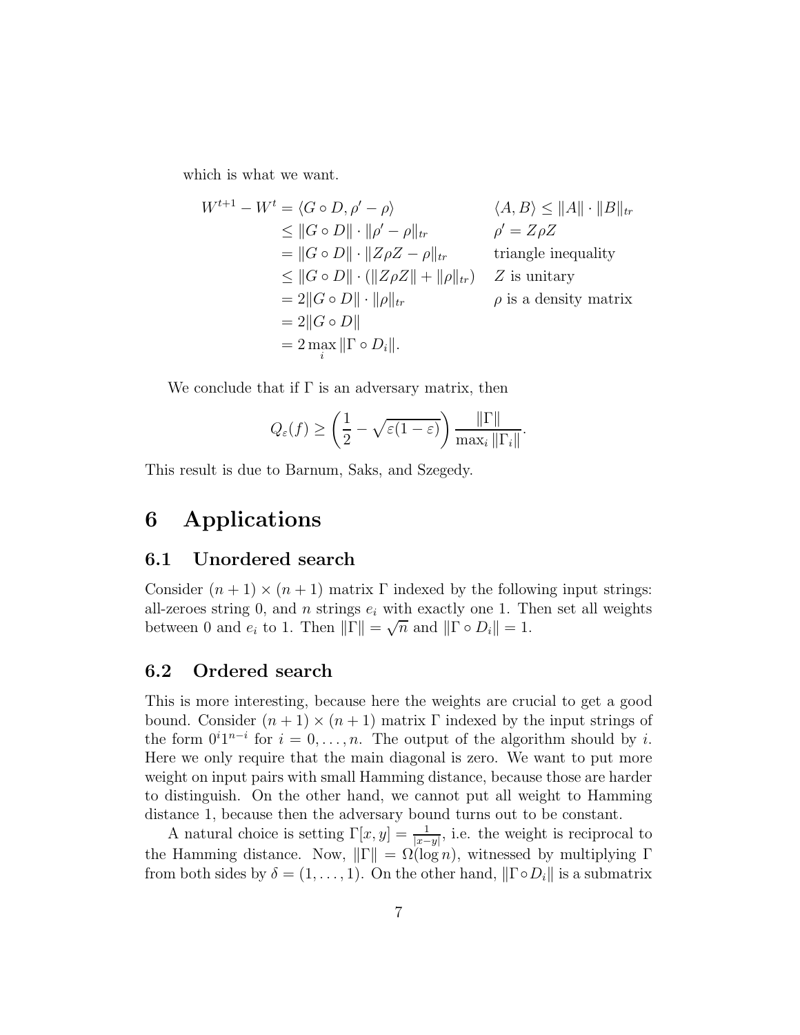which is what we want.

$$
\begin{aligned}
W^{t+1} - W^t &= \langle G \circ D, \rho' - \rho \rangle && \langle A, B \rangle \leq \|A\| \cdot \|B\|_{tr} \\
&\leq \|G \circ D\| \cdot \|\rho' - \rho\|_{tr} && \rho' = Z\rho Z \\
&= \|G \circ D\| \cdot \|Z\rho Z - \rho\|_{tr} && \text{triangle inequality} \\
&\leq \|G \circ D\| \cdot (\|Z\rho Z\| + \|\rho\|_{tr}) && Z \text{ is unitary} \\
&= 2\|G \circ D\| \cdot \|\rho\|_{tr} && \rho \text{ is a density matrix} \\
&= 2\|G \circ D\| \\
&= 2 \max_i \|\Gamma \circ D_i\|.
\end{aligned}
$$

We conclude that if $\Gamma$ is an adversary matrix, then

$$
Q_\varepsilon(f) \geq \left( \frac{1}{2} - \sqrt{\varepsilon(1-\varepsilon)} \right) \frac{\|\Gamma\|}{\max_i \|\Gamma_i\|}.
$$

This result is due to Barnum, Saks, and Szegedy.

# 6 Applications

## 6.1 Unordered search

Consider $(n+1) \times (n+1)$ matrix $\Gamma$ indexed by the following input strings: all-zeroes string 0, and $n$ strings $e_i$ with exactly one 1. Then set all weights between 0 and $e_i$ to 1. Then $\|\Gamma\| = \sqrt{n}$ and $\|\Gamma \circ D_i\| = 1$.

## 6.2 Ordered search

This is more interesting, because here the weights are crucial to get a good bound. Consider $(n+1) \times (n+1)$ matrix $\Gamma$ indexed by the input strings of the form $0^i 1^{n-i}$ for $i = 0, \ldots, n$. The output of the algorithm should by $i$. Here we only require that the main diagonal is zero. We want to put more weight on input pairs with small Hamming distance, because those are harder to distinguish. On the other hand, we cannot put all weight to Hamming distance 1, because then the adversary bound turns out to be constant.

A natural choice is setting $\Gamma[x, y] = \frac{1}{|x-y|}$, i.e. the weight is reciprocal to the Hamming distance. Now, $\|\Gamma\| = \Omega(\log n)$, witnessed by multiplying $\Gamma$ from both sides by $\delta = (1, \ldots, 1)$. On the other hand, $\|\Gamma \circ D_i\|$ is a submatrix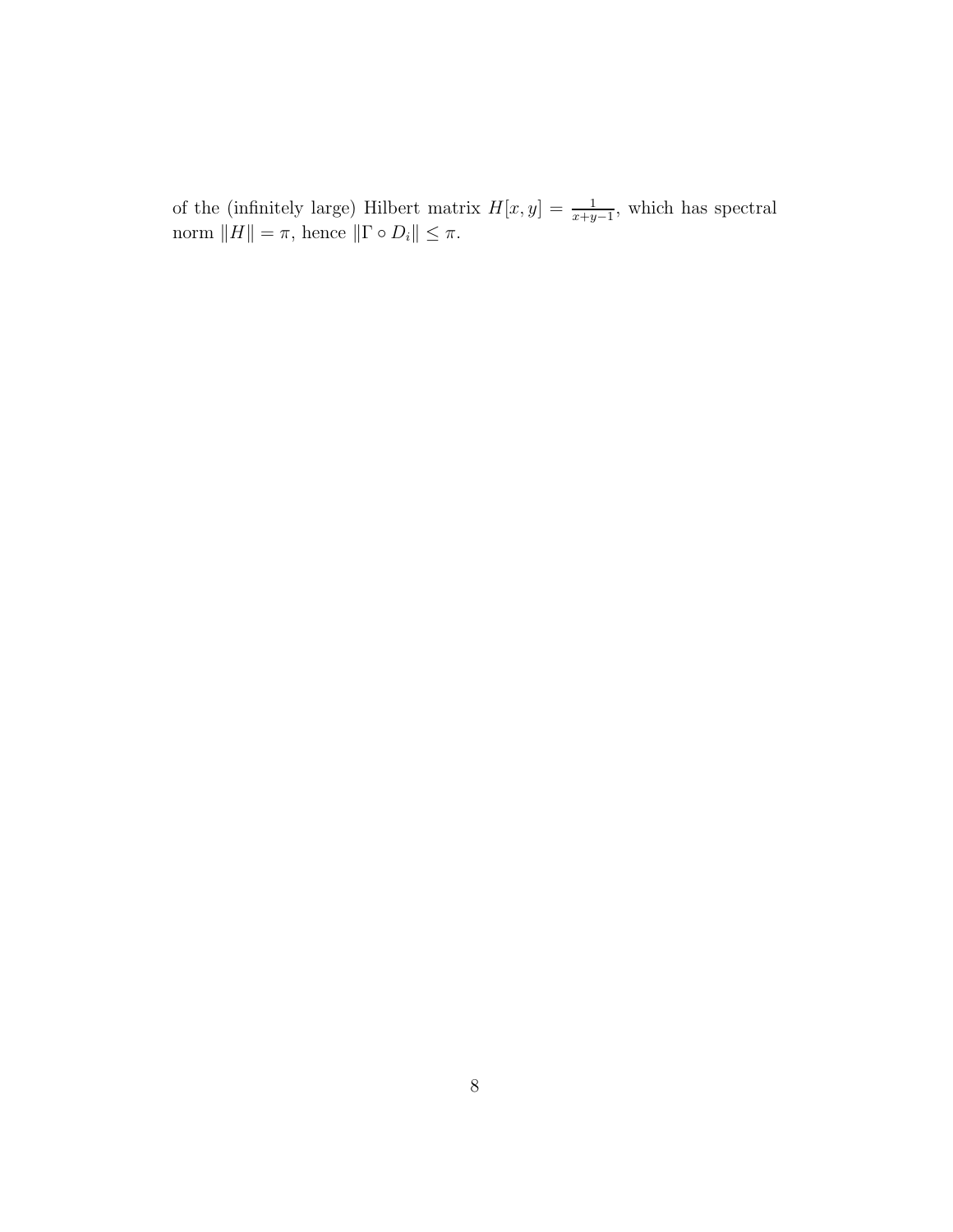of the (infinitely large) Hilbert matrix $H[x, y] = \frac{1}{x+y-1}$, which has spectral norm $\|H\| = \pi$, hence $\|\Gamma \circ D_i\| \leq \pi$.